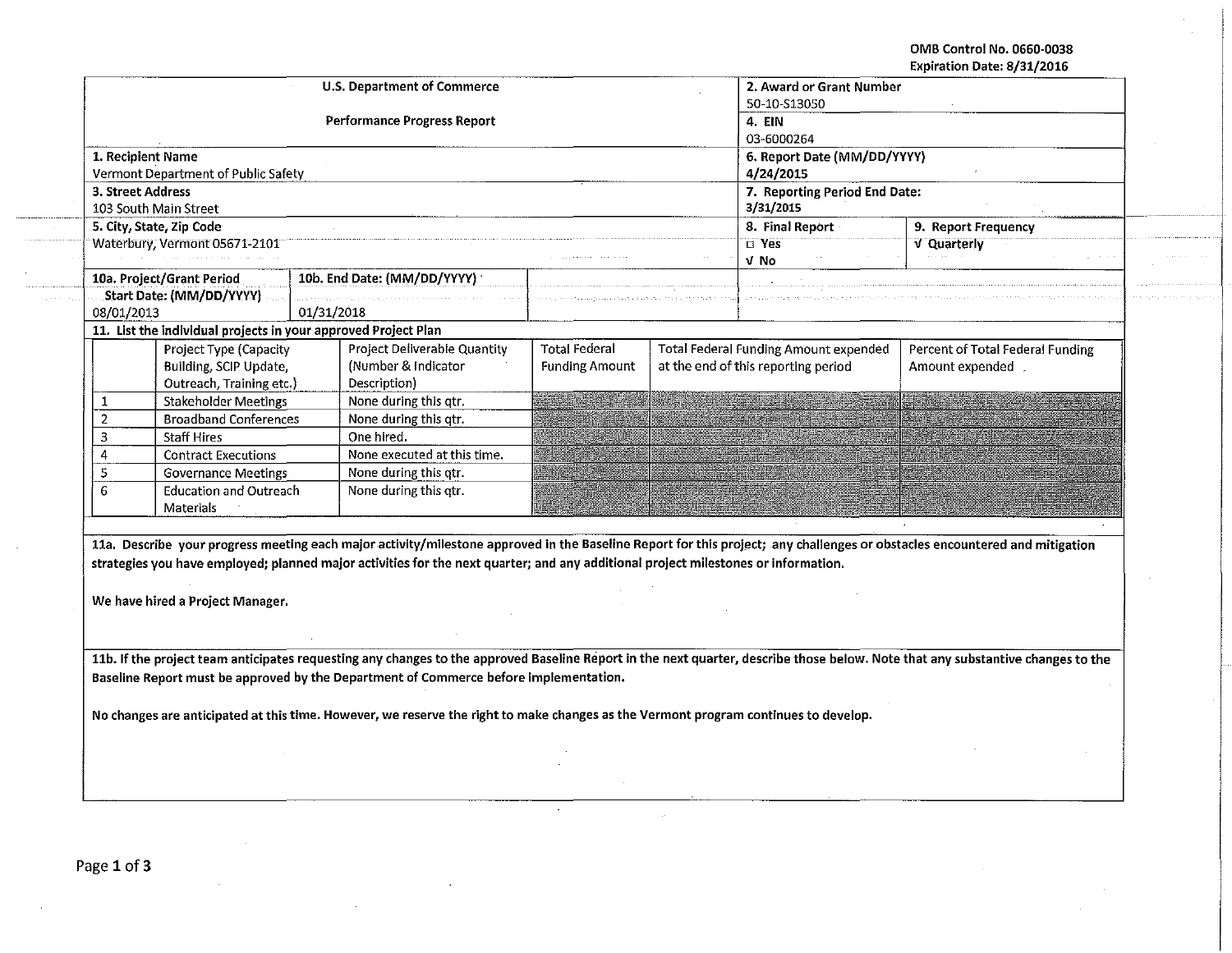OMB Control No. 0660-0038
Expiration Date: 8/31/2016

| U.S. Department of Commerce<br>Performance Progress Report | | 2. Award or Grant Number<br>50-10-S13050 | |
|---|---|---|---|
| | | 4. EIN<br>03-6000264 | |
| 1. Recipient Name<br>Vermont Department of Public Safety | | 6. Report Date (MM/DD/YYYY)<br>4/24/2015 | |
| 3. Street Address<br>103 South Main Street | | 7. Reporting Period End Date:<br>3/31/2015 | |
| 5. City, State, Zip Code<br>Waterbury, Vermont 05671-2101 | | 8. Final Report<br>☐ Yes<br>√ No | 9. Report Frequency<br>√ Quarterly |
| 10a. Project/Grant Period Start Date: (MM/DD/YYYY)<br>08/01/2013 | 10b. End Date: (MM/DD/YYYY)<br>01/31/2018 | | |

**11. List the individual projects in your approved Project Plan**

| | Project Type (Capacity Building, SCIP Update, Outreach, Training etc.) | Project Deliverable Quantity (Number & Indicator Description) | Total Federal Funding Amount | Total Federal Funding Amount expended at the end of this reporting period | Percent of Total Federal Funding Amount expended |
|---|---|---|---|---|---|
| 1 | Stakeholder Meetings | None during this qtr. | | | |
| 2 | Broadband Conferences | None during this qtr. | | | |
| 3 | Staff Hires | One hired. | | | |
| 4 | Contract Executions | None executed at this time. | | | |
| 5 | Governance Meetings | None during this qtr. | | | |
| 6 | Education and Outreach Materials | None during this qtr. | | | |

**11a. Describe your progress meeting each major activity/milestone approved in the Baseline Report for this project; any challenges or obstacles encountered and mitigation strategies you have employed; planned major activities for the next quarter; and any additional project milestones or information.**

We have hired a Project Manager.

**11b. If the project team anticipates requesting any changes to the approved Baseline Report in the next quarter, describe those below. Note that any substantive changes to the Baseline Report must be approved by the Department of Commerce before implementation.**

No changes are anticipated at this time. However, we reserve the right to make changes as the Vermont program continues to develop.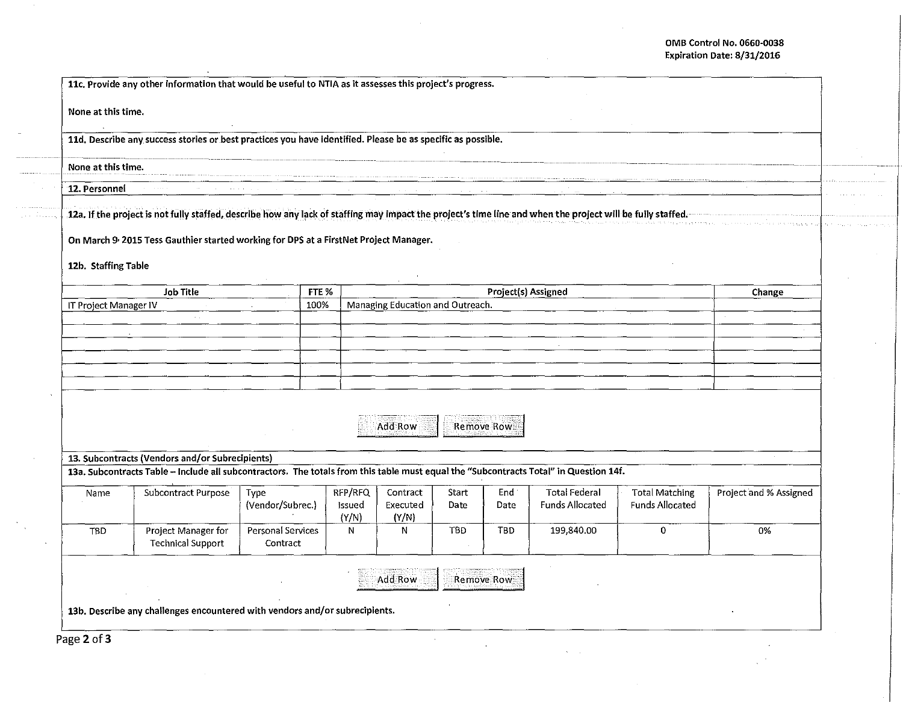**11c. Provide any other information that would be useful to NTIA as it assesses this project's progress.**

None at this time.

**11d. Describe any success stories or best practices you have identified. Please be as specific as possible.**

None at this time.

**12. Personnel**

**12a. If the project is not fully staffed, describe how any lack of staffing may impact the project's time line and when the project will be fully staffed.**

On March 9, 2015 Tess Gauthier started working for DPS at a FirstNet Project Manager.

**12b. Staffing Table**

| Job Title | FTE % | Project(s) Assigned | Change |
|---|---|---|---|
| IT Project Manager IV | 100% | Managing Education and Outreach. | |
| | | | |
| | | | |
| | | | |
| | | | |
| | | | |
| | | | |

Add Row | Remove Row

**13. Subcontracts (Vendors and/or Subrecipients)**

**13a. Subcontracts Table – Include all subcontractors. The totals from this table must equal the "Subcontracts Total" in Question 14f.**

| Name | Subcontract Purpose | Type (Vendor/Subrec.) | RFP/RFQ Issued (Y/N) | Contract Executed (Y/N) | Start Date | End Date | Total Federal Funds Allocated | Total Matching Funds Allocated | Project and % Assigned |
|---|---|---|---|---|---|---|---|---|---|
| TBD | Project Manager for Technical Support | Personal Services Contract | N | N | TBD | TBD | 199,840.00 | 0 | 0% |

Add Row | Remove Row

**13b. Describe any challenges encountered with vendors and/or subrecipients.**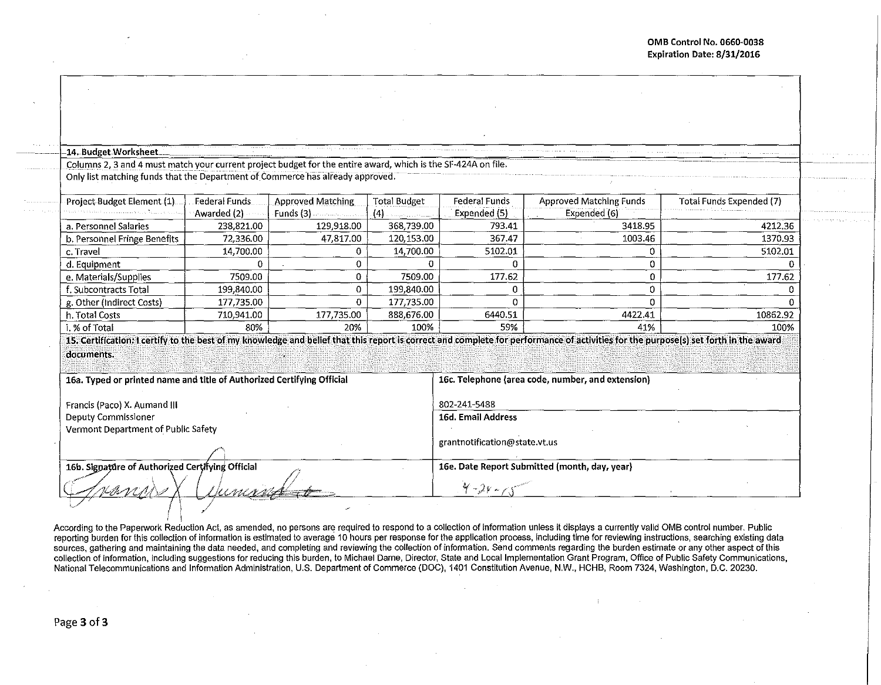OMB Control No. 0660-0038
Expiration Date: 8/31/2016

**14. Budget Worksheet**

Columns 2, 3 and 4 must match your current project budget for the entire award, which is the SF-424A on file.
Only list matching funds that the Department of Commerce has already approved.

| Project Budget Element (1) | Federal Funds Awarded (2) | Approved Matching Funds (3) | Total Budget (4) | Federal Funds Expended (5) | Approved Matching Funds Expended (6) | Total Funds Expended (7) |
|---|---|---|---|---|---|---|
| a. Personnel Salaries | 238,821.00 | 129,918.00 | 368,739.00 | 793.41 | 3418.95 | 4212.36 |
| b. Personnel Fringe Benefits | 72,336.00 | 47,817.00 | 120,153.00 | 367.47 | 1003.46 | 1370.93 |
| c. Travel | 14,700.00 | 0 | 14,700.00 | 5102.01 | 0 | 5102.01 |
| d. Equipment | 0 | 0 | 0 | 0 | 0 | 0 |
| e. Materials/Supplies | 7509.00 | 0 | 7509.00 | 177.62 | 0 | 177.62 |
| f. Subcontracts Total | 199,840.00 | 0 | 199,840.00 | 0 | 0 | 0 |
| g. Other (Indirect Costs) | 177,735.00 | 0 | 177,735.00 | 0 | 0 | 0 |
| h. Total Costs | 710,941.00 | 177,735.00 | 888,676.00 | 6440.51 | 4422.41 | 10862.92 |
| i. % of Total | 80% | 20% | 100% | 59% | 41% | 100% |

**15. Certification: I certify to the best of my knowledge and belief that this report is correct and complete for performance of activities for the purpose(s) set forth in the award documents.**

**16a. Typed or printed name and title of Authorized Certifying Official**

Francis (Paco) X. Aumand III
Deputy Commissioner
Vermont Department of Public Safety

**16c. Telephone (area code, number, and extension)**

802-241-5488

**16d. Email Address**

grantnotification@state.vt.us

**16b. Signature of Authorized Certifying Official**

Francis X Aumand

**16e. Date Report Submitted (month, day, year)**

4-24-15

According to the Paperwork Reduction Act, as amended, no persons are required to respond to a collection of information unless it displays a currently valid OMB control number. Public reporting burden for this collection of information is estimated to average 10 hours per response for the application process, including time for reviewing instructions, searching existing data sources, gathering and maintaining the data needed, and completing and reviewing the collection of information. Send comments regarding the burden estimate or any other aspect of this collection of information, including suggestions for reducing this burden, to Michael Dame, Director, State and Local Implementation Grant Program, Office of Public Safety Communications, National Telecommunications and Information Administration, U.S. Department of Commerce (DOC), 1401 Constitution Avenue, N.W., HCHB, Room 7324, Washington, D.C. 20230.